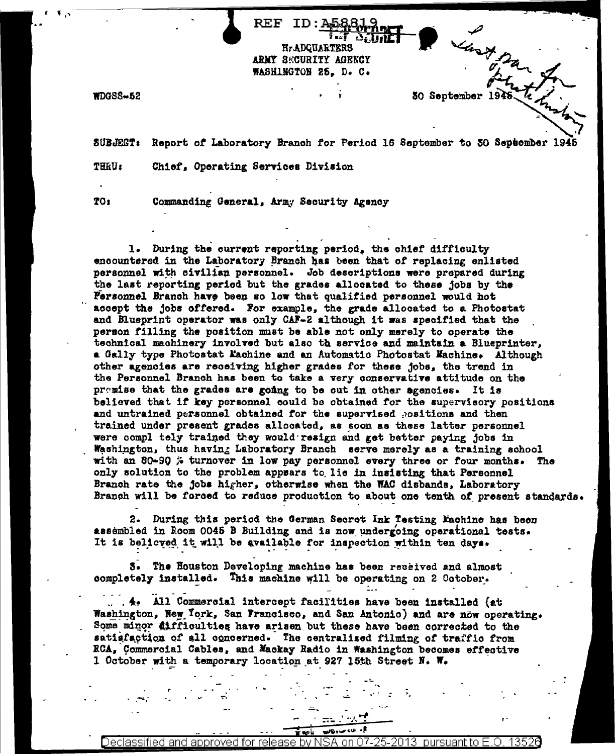REF ID:A58819

HEADQUARTERS
ARMY SECURITY AGENCY
WASHINGTON 25, D. C.

WDGSS-52

30 September 1945

SUBJECT: Report of Laboratory Branch for Period 16 September to 30 September 1945

THRU: Chief, Operating Services Division

TO: Commanding General, Army Security Agency

1. During the current reporting period, the chief difficulty encountered in the Laboratory Branch has been that of replacing enlisted personnel with civilian personnel. Job descriptions were prepared during the last reporting period but the grades allocated to these jobs by the Personnel Branch have been so low that qualified personnel would not accept the jobs offered. For example, the grade allocated to a Photostat and Blueprint operator was only CAF-2 although it was specified that the person filling the position must be able not only merely to operate the technical machinery involved but also th service and maintain a Blueprinter, a Gally type Photostat Machine and an Automatic Photostat Machine. Although other agencies are receiving higher grades for these jobs, the trend in the Personnel Branch has been to take a very conservative attitude on the premise that the grades are going to be cut in other agencies. It is believed that if key personnel could be obtained for the supervisory positions and untrained personnel obtained for the supervised positions and then trained under present grades allocated, as soon as these latter personnel were compl tely trained they would resign and get better paying jobs in Washington, thus having Laboratory Branch serve merely as a training school with an 80-90 % turnover in low pay personnel every three or four months. The only solution to the problem appears to lie in insisting that Personnel Branch rate the jobs higher, otherwise when the WAC disbands, Laboratory Branch will be forced to reduce production to about one tenth of present standards.

2. During this period the German Secret Ink Testing Machine has been assembled in Room 0045 B Building and is now undergoing operational tests. It is believed it will be available for inspection within ten days.

3. The Houston Developing machine has been received and almost completely installed. This machine will be operating on 2 October.

4. All Commercial intercept facilities have been installed (at Washington, New York, San Francisco, and San Antonio) and are now operating. Some minor difficulties have arisen but these have been corrected to the satisfaction of all concerned. The centralized filming of traffic from RCA, Commercial Cables, and Mackay Radio in Washington becomes effective 1 October with a temporary location at 927 15th Street N. W.

Declassified and approved for release by NSA on 07-25-2013 pursuant to E.O. 13526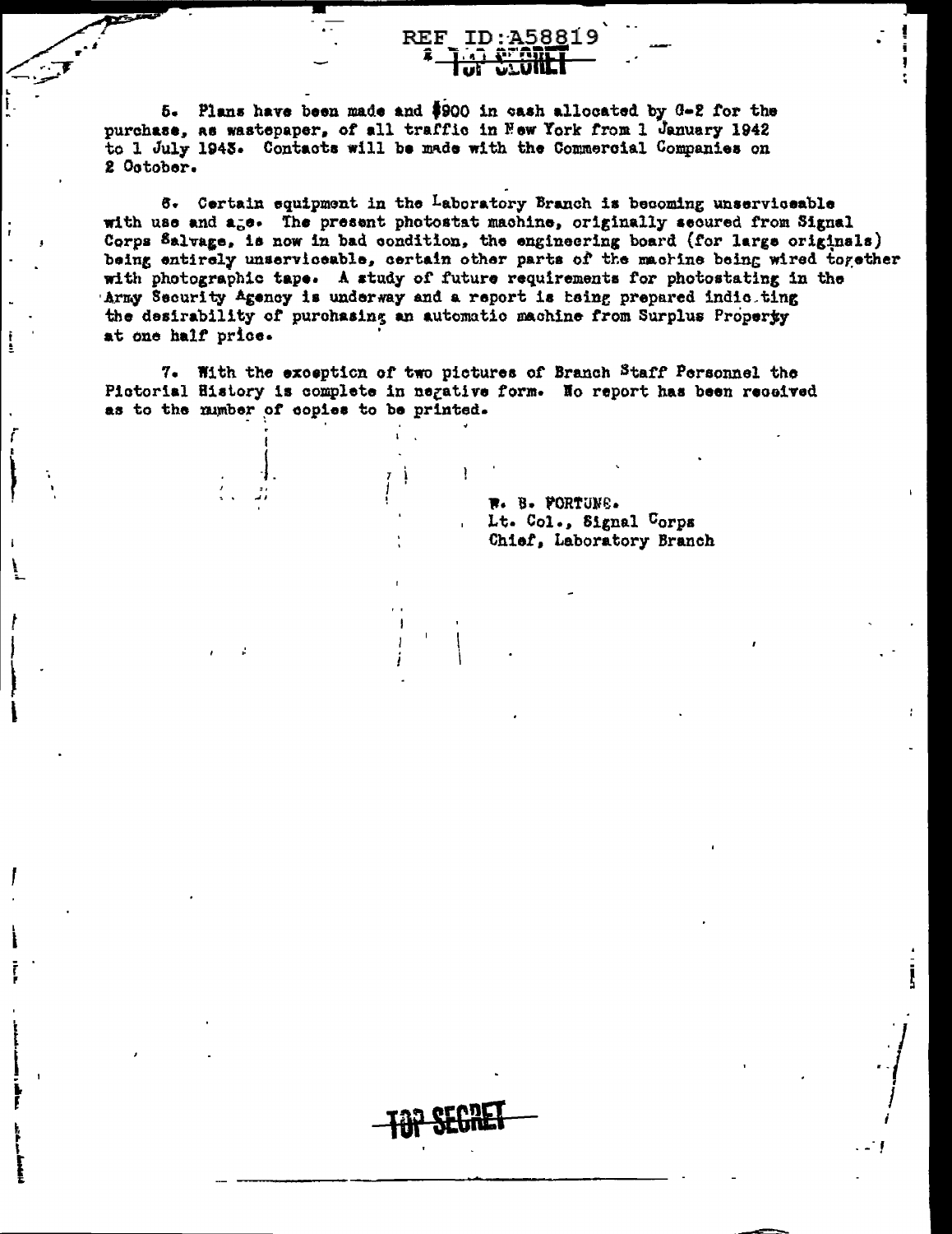5. Plans have been made and $900 in cash allocated by G-2 for the purchase, as wastepaper, of all traffic in New York from 1 January 1942 to 1 July 1943. Contacts will be made with the Commercial Companies on 2 October.

6. Certain equipment in the Laboratory Branch is becoming unserviceable with use and age. The present photostat machine, originally secured from Signal Corps Salvage, is now in bad condition, the engineering board (for large originals) being entirely unserviceable, certain other parts of the machine being wired together with photographic tape. A study of future requirements for photostating in the Army Security Agency is underway and a report is being prepared indicating the desirability of purchasing an automatic machine from Surplus Property at one half price.

7. With the exception of two pictures of Branch Staff Personnel the Pictorial History is complete in negative form. No report has been received as to the number of copies to be printed.

W. B. FORTUNE.
Lt. Col., Signal Corps
Chief, Laboratory Branch